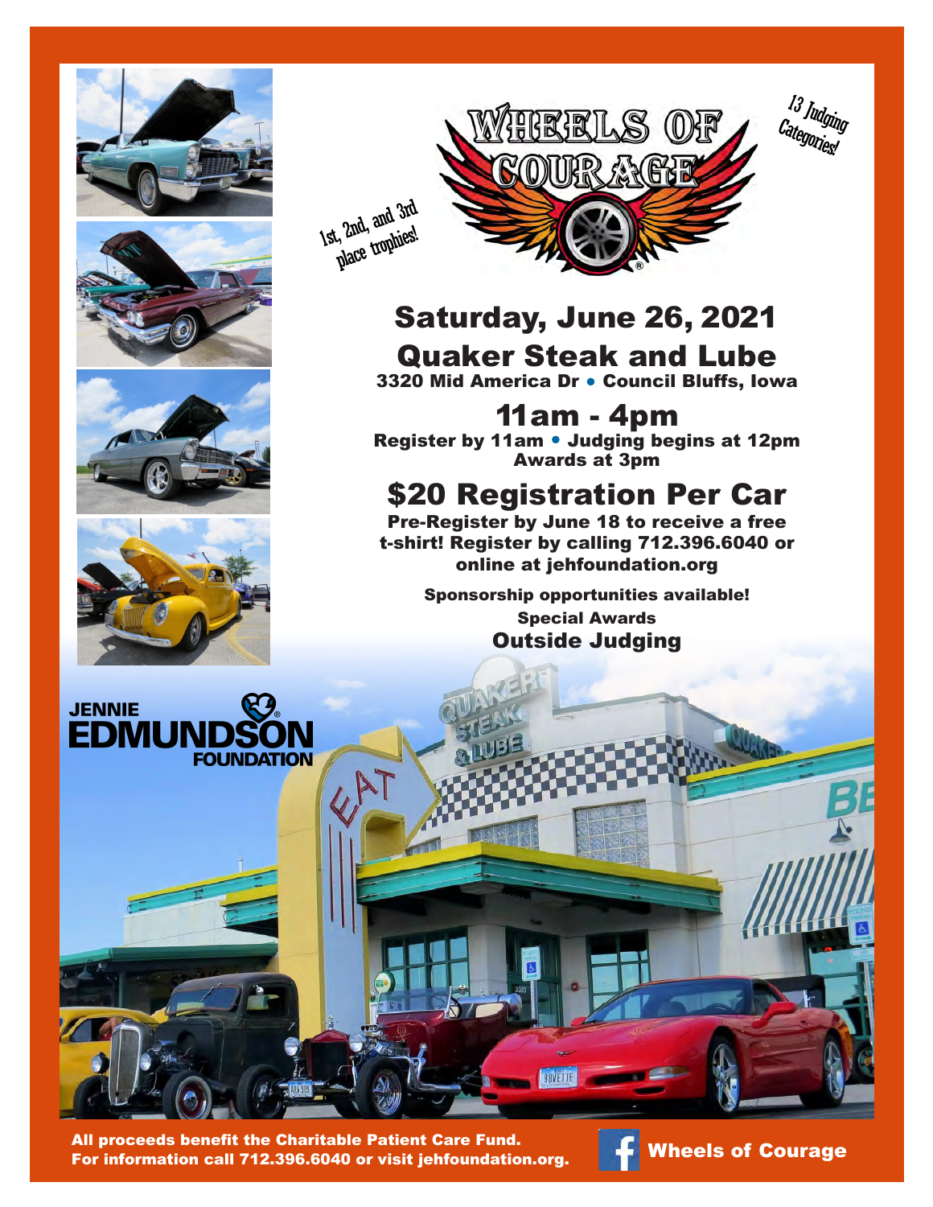# Wheels of Courage

13 Judging Categories!

1st, 2nd, and 3rd place trophies!

## Saturday, June 26, 2021

## Quaker Steak and Lube

**3320 Mid America Dr • Council Bluffs, Iowa**

## 11am - 4pm

**Register by 11am • Judging begins at 12pm**
**Awards at 3pm**

## $20 Registration Per Car

**Pre-Register by June 18 to receive a free t-shirt! Register by calling 712.396.6040 or online at jehfoundation.org**

**Sponsorship opportunities available!**

**Special Awards**

**Outside Judging**

JENNIE EDMUNDSON FOUNDATION

**All proceeds benefit the Charitable Patient Care Fund.**
**For information call 712.396.6040 or visit jehfoundation.org.**

**Wheels of Courage**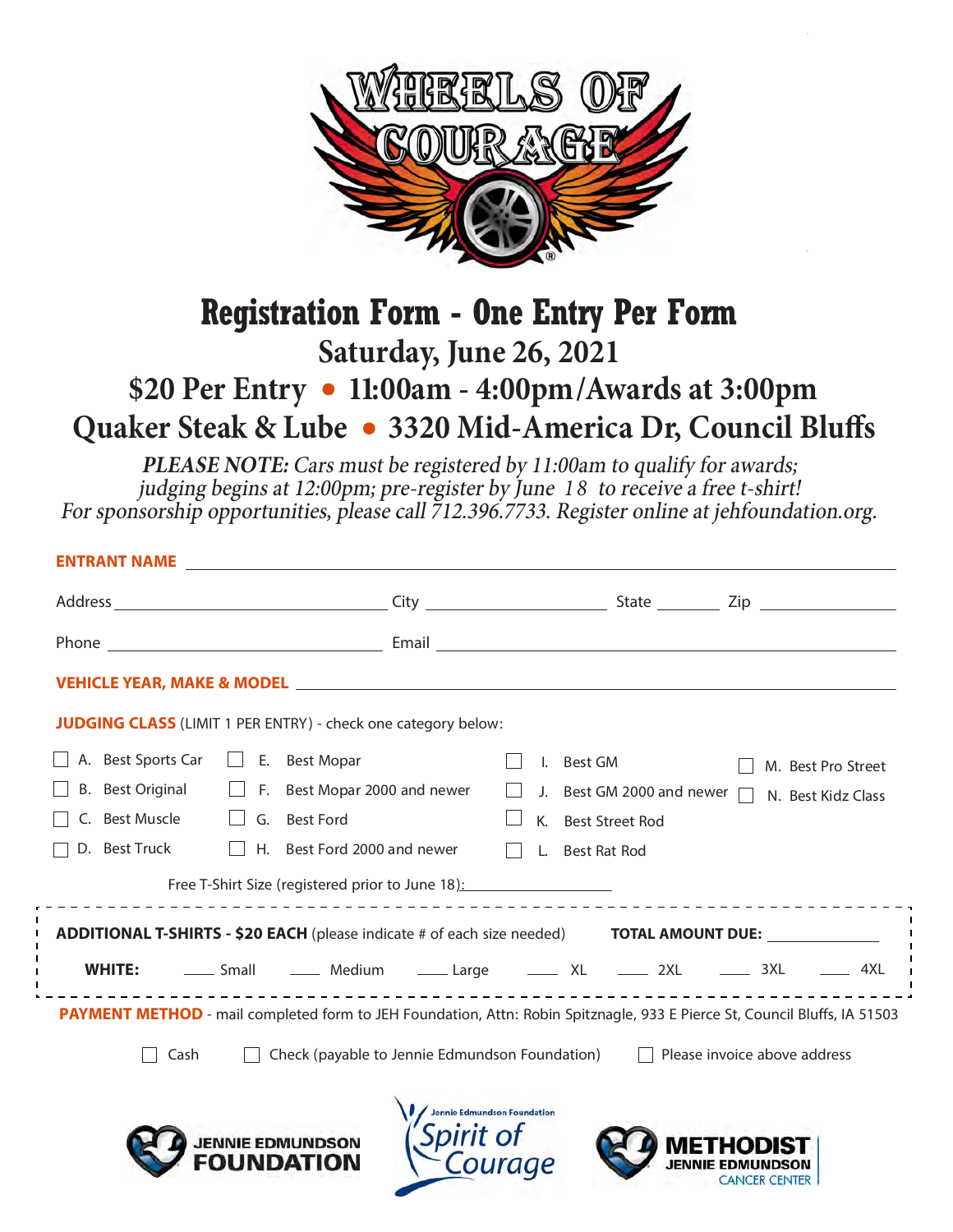# Registration Form - One Entry Per Form

## Saturday, June 26, 2021

## $20 Per Entry • 11:00am - 4:00pm/Awards at 3:00pm

## Quaker Steak & Lube • 3320 Mid-America Dr, Council Bluffs

***PLEASE NOTE:** Cars must be registered by 11:00am to qualify for awards; judging begins at 12:00pm; pre-register by June 18 to receive a free t-shirt! For sponsorship opportunities, please call 712.396.7733. Register online at jehfoundation.org.*

**ENTRANT NAME** ______________________________

Address ______________________ City ______________ State ________ Zip ____________

Phone ______________________ Email ______________________________

**VEHICLE YEAR, MAKE & MODEL** ______________________________

**JUDGING CLASS** (LIMIT 1 PER ENTRY) - check one category below:

| | | | |
|---|---|---|---|
| ☐ A. Best Sports Car | ☐ E. Best Mopar | ☐ I. Best GM | ☐ M. Best Pro Street |
| ☐ B. Best Original | ☐ F. Best Mopar 2000 and newer | ☐ J. Best GM 2000 and newer | ☐ N. Best Kidz Class |
| ☐ C. Best Muscle | ☐ G. Best Ford | ☐ K. Best Street Rod | |
| ☐ D. Best Truck | ☐ H. Best Ford 2000 and newer | ☐ L. Best Rat Rod | |

Free T-Shirt Size (registered prior to June 18): ______________

**ADDITIONAL T-SHIRTS - $20 EACH** (please indicate # of each size needed) **TOTAL AMOUNT DUE:** ____________

**WHITE:** ____ Small ____ Medium ____ Large ____ XL ____ 2XL ____ 3XL ____ 4XL

**PAYMENT METHOD** - mail completed form to JEH Foundation, Attn: Robin Spitznagle, 933 E Pierce St, Council Bluffs, IA 51503

☐ Cash ☐ Check (payable to Jennie Edmundson Foundation) ☐ Please invoice above address

JENNIE EDMUNDSON FOUNDATION · Jennie Edmundson Foundation Spirit of Courage · METHODIST JENNIE EDMUNDSON CANCER CENTER